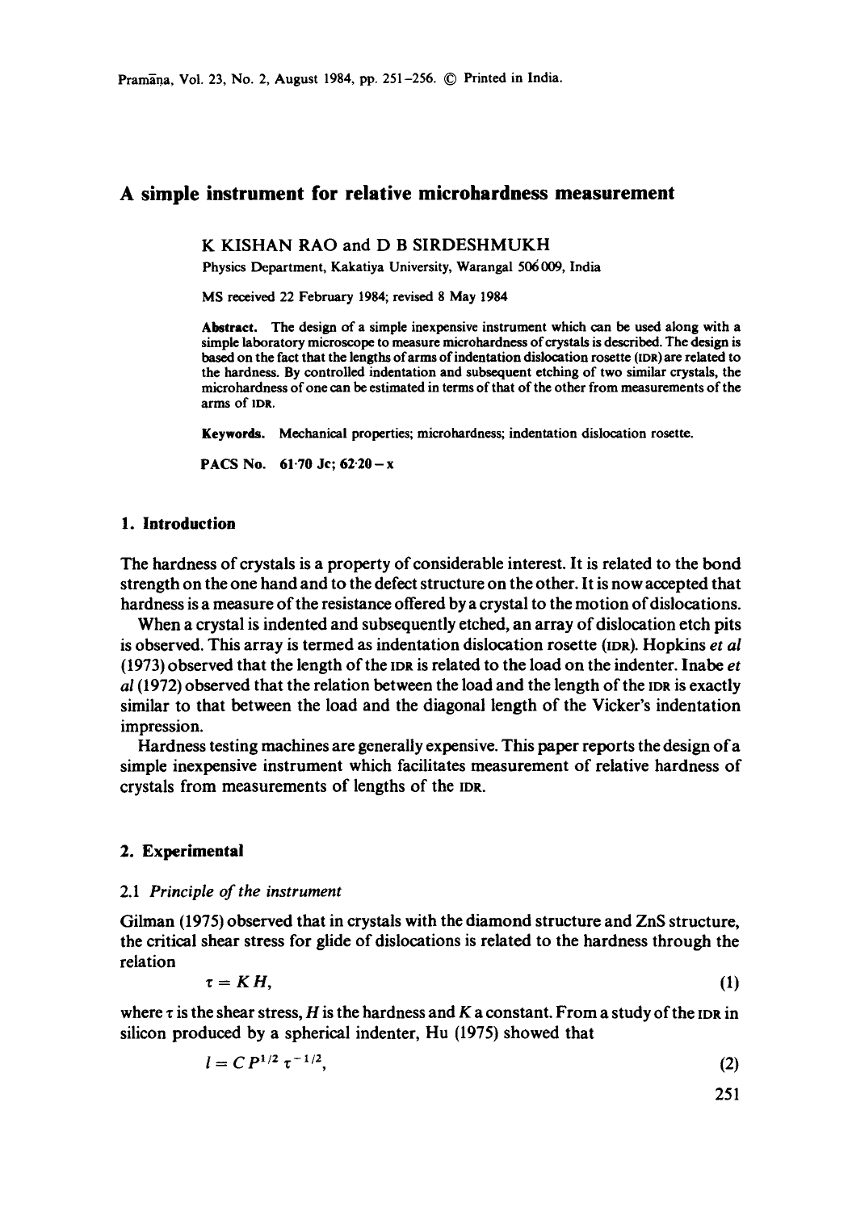# A simple instrument for relative microhardness measurement

K KISHAN RAO and D B SIRDESHMUKH

Physics Department, Kakatiya University, Warangal 506 009, India

MS received 22 February 1984; revised 8 May 1984

**Abstract.** The design of a simple inexpensive instrument which can be used along with a simple laboratory microscope to measure microhardness of crystals is described. The design is based on the fact that the lengths of arms of indentation dislocation rosette (IDR) are related to the hardness. By controlled indentation and subsequent etching of two similar crystals, the microhardness of one can be estimated in terms of that of the other from measurements of the arms of IDR.

**Keywords.** Mechanical properties; microhardness; indentation dislocation rosette.

**PACS No.** 61·70 Jc; 62·20 – x

## 1. Introduction

The hardness of crystals is a property of considerable interest. It is related to the bond strength on the one hand and to the defect structure on the other. It is now accepted that hardness is a measure of the resistance offered by a crystal to the motion of dislocations.

When a crystal is indented and subsequently etched, an array of dislocation etch pits is observed. This array is termed as indentation dislocation rosette (IDR). Hopkins *et al* (1973) observed that the length of the IDR is related to the load on the indenter. Inabe *et al* (1972) observed that the relation between the load and the length of the IDR is exactly similar to that between the load and the diagonal length of the Vicker's indentation impression.

Hardness testing machines are generally expensive. This paper reports the design of a simple inexpensive instrument which facilitates measurement of relative hardness of crystals from measurements of lengths of the IDR.

## 2. Experimental

### 2.1 *Principle of the instrument*

Gilman (1975) observed that in crystals with the diamond structure and ZnS structure, the critical shear stress for glide of dislocations is related to the hardness through the relation

$$\tau = K H, \tag{1}$$

where $\tau$ is the shear stress, $H$ is the hardness and $K$ a constant. From a study of the IDR in silicon produced by a spherical indenter, Hu (1975) showed that

$$l = C P^{1/2} \tau^{-1/2}, \tag{2}$$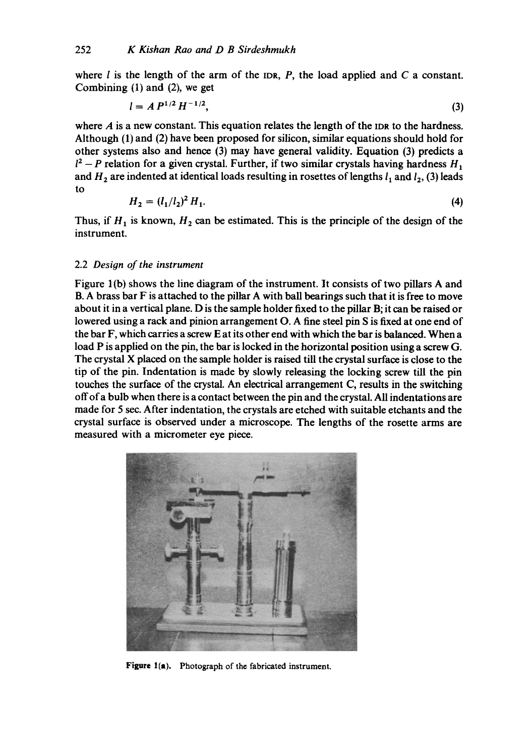where $l$ is the length of the arm of the IDR, $P$, the load applied and $C$ a constant. Combining (1) and (2), we get

$$l = A P^{1/2} H^{-1/2}, \tag{3}$$

where $A$ is a new constant. This equation relates the length of the IDR to the hardness. Although (1) and (2) have been proposed for silicon, similar equations should hold for other systems also and hence (3) may have general validity. Equation (3) predicts a $l^2 - P$ relation for a given crystal. Further, if two similar crystals having hardness $H_1$ and $H_2$ are indented at identical loads resulting in rosettes of lengths $l_1$ and $l_2$, (3) leads to

$$H_2 = (l_1/l_2)^2 H_1. \tag{4}$$

Thus, if $H_1$ is known, $H_2$ can be estimated. This is the principle of the design of the instrument.

### 2.2 *Design of the instrument*

Figure 1(b) shows the line diagram of the instrument. It consists of two pillars A and B. A brass bar F is attached to the pillar A with ball bearings such that it is free to move about it in a vertical plane. D is the sample holder fixed to the pillar B; it can be raised or lowered using a rack and pinion arrangement O. A fine steel pin S is fixed at one end of the bar F, which carries a screw E at its other end with which the bar is balanced. When a load P is applied on the pin, the bar is locked in the horizontal position using a screw G. The crystal X placed on the sample holder is raised till the crystal surface is close to the tip of the pin. Indentation is made by slowly releasing the locking screw till the pin touches the surface of the crystal. An electrical arrangement C, results in the switching off of a bulb when there is a contact between the pin and the crystal. All indentations are made for 5 sec. After indentation, the crystals are etched with suitable etchants and the crystal surface is observed under a microscope. The lengths of the rosette arms are measured with a micrometer eye piece.

**Figure 1(a).** Photograph of the fabricated instrument.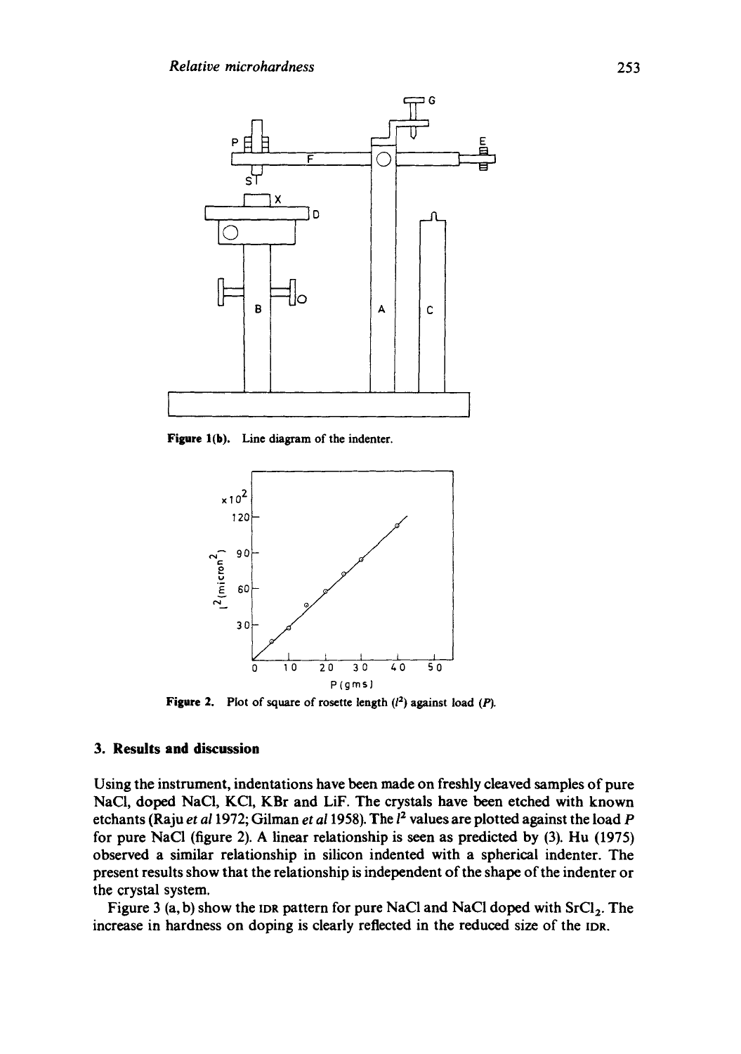Figure 1(b). Line diagram of the indenter.

Figure 2. Plot of square of rosette length ($l^2$) against load ($P$).

## 3. Results and discussion

Using the instrument, indentations have been made on freshly cleaved samples of pure NaCl, doped NaCl, KCl, KBr and LiF. The crystals have been etched with known etchants (Raju *et al* 1972; Gilman *et al* 1958). The $l^2$ values are plotted against the load $P$ for pure NaCl (figure 2). A linear relationship is seen as predicted by (3). Hu (1975) observed a similar relationship in silicon indented with a spherical indenter. The present results show that the relationship is independent of the shape of the indenter or the crystal system.

Figure 3 (a, b) show the IDR pattern for pure NaCl and NaCl doped with $SrCl_2$. The increase in hardness on doping is clearly reflected in the reduced size of the IDR.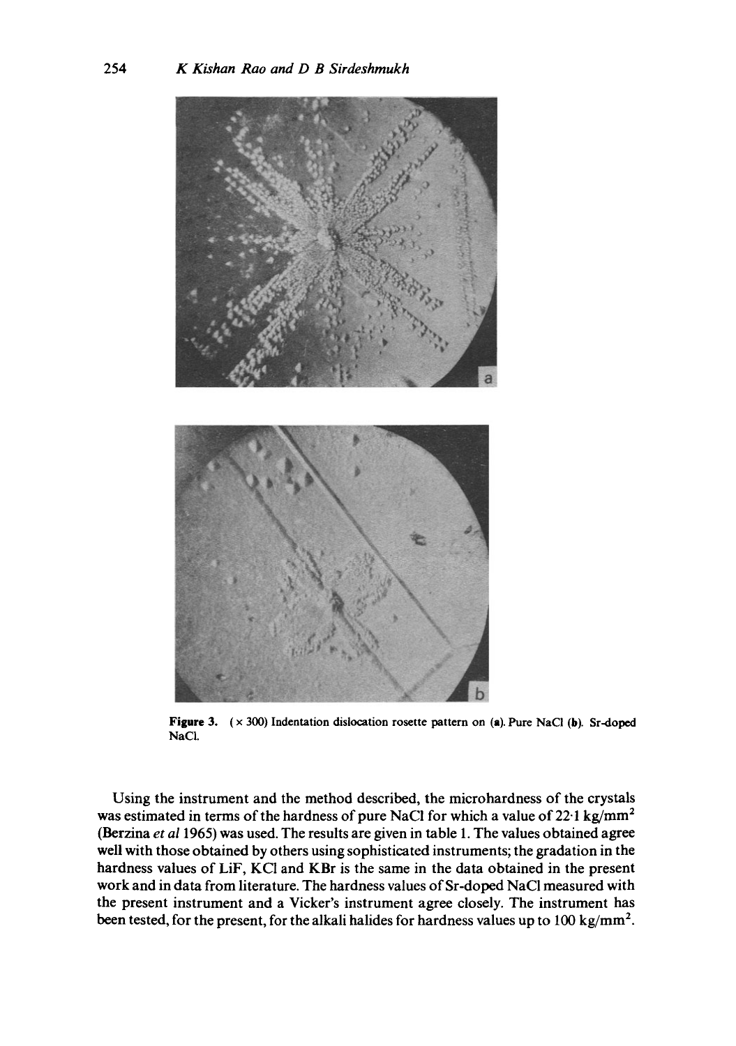Figure 3. (× 300) Indentation dislocation rosette pattern on (a). Pure NaCl (b). Sr-doped NaCl.

Using the instrument and the method described, the microhardness of the crystals was estimated in terms of the hardness of pure NaCl for which a value of 22·1 $kg/mm^2$ (Berzina *et al* 1965) was used. The results are given in table 1. The values obtained agree well with those obtained by others using sophisticated instruments; the gradation in the hardness values of LiF, KCl and KBr is the same in the data obtained in the present work and in data from literature. The hardness values of Sr-doped NaCl measured with the present instrument and a Vicker's instrument agree closely. The instrument has been tested, for the present, for the alkali halides for hardness values up to 100 $kg/mm^2$.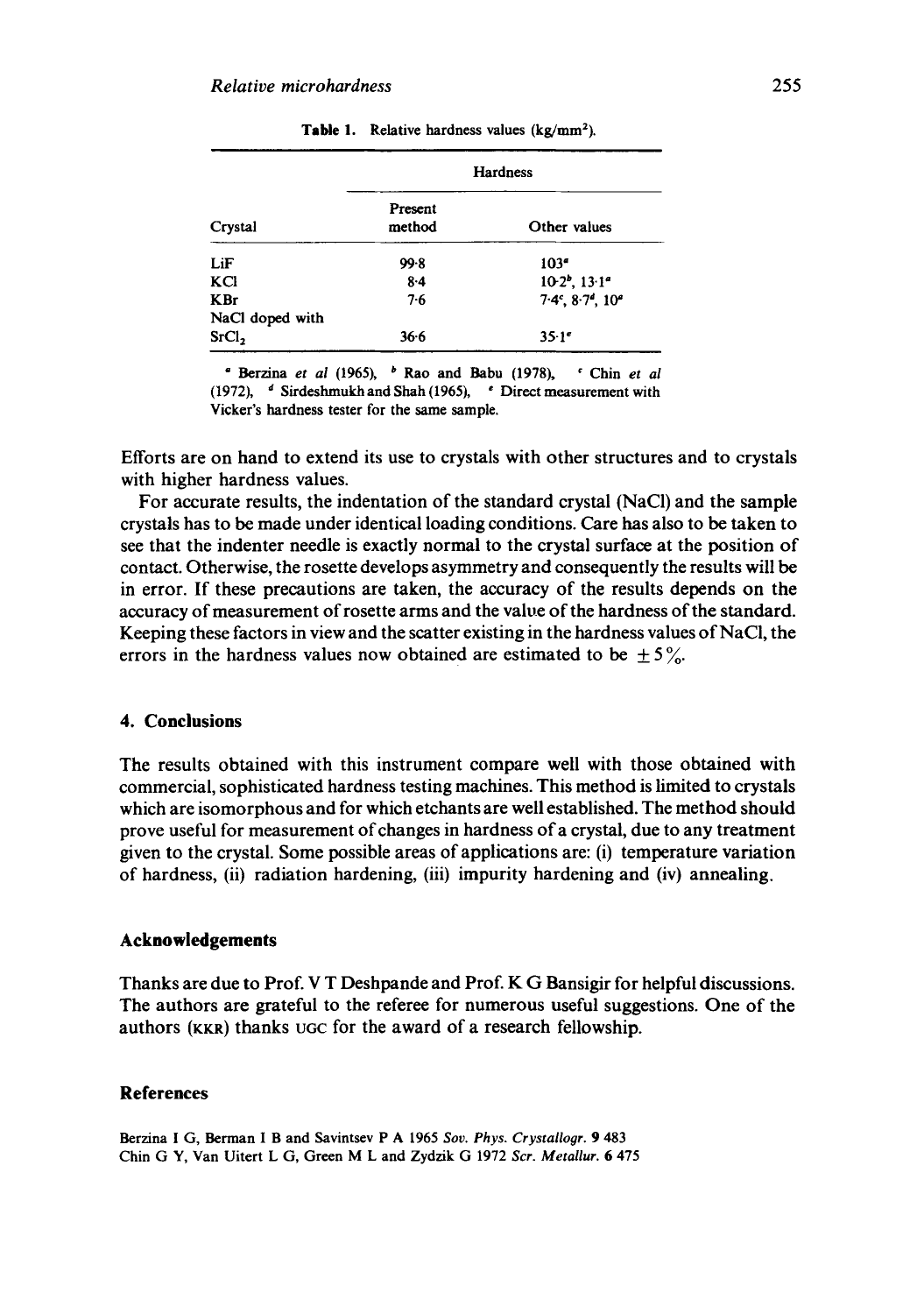**Table 1.** Relative hardness values ($kg/mm^2$).

| Crystal | Hardness | |
|---|---|---|
| | Present method | Other values |
| LiF | 99·8 | 103[a] |
| KCl | 8·4 | 10·2[b], 13·1[a] |
| KBr | 7·6 | 7·4[c], 8·7[d], 10[a] |
| NaCl doped with $SrCl_2$ | 36·6 | 35·1[e] |

[a] Berzina *et al* (1965), [b] Rao and Babu (1978), [c] Chin *et al* (1972), [d] Sirdeshmukh and Shah (1965), [e] Direct measurement with Vicker's hardness tester for the same sample.

Efforts are on hand to extend its use to crystals with other structures and to crystals with higher hardness values.

For accurate results, the indentation of the standard crystal (NaCl) and the sample crystals has to be made under identical loading conditions. Care has also to be taken to see that the indenter needle is exactly normal to the crystal surface at the position of contact. Otherwise, the rosette develops asymmetry and consequently the results will be in error. If these precautions are taken, the accuracy of the results depends on the accuracy of measurement of rosette arms and the value of the hardness of the standard. Keeping these factors in view and the scatter existing in the hardness values of NaCl, the errors in the hardness values now obtained are estimated to be $\pm 5\%$.

## 4. Conclusions

The results obtained with this instrument compare well with those obtained with commercial, sophisticated hardness testing machines. This method is limited to crystals which are isomorphous and for which etchants are well established. The method should prove useful for measurement of changes in hardness of a crystal, due to any treatment given to the crystal. Some possible areas of applications are: (i) temperature variation of hardness, (ii) radiation hardening, (iii) impurity hardening and (iv) annealing.

## Acknowledgements

Thanks are due to Prof. V T Deshpande and Prof. K G Bansigir for helpful discussions. The authors are grateful to the referee for numerous useful suggestions. One of the authors (KKR) thanks UGC for the award of a research fellowship.

## References

Berzina I G, Berman I B and Savintsev P A 1965 *Sov. Phys. Crystallogr.* **9** 483

Chin G Y, Van Uitert L G, Green M L and Zydzik G 1972 *Scr. Metallur.* **6** 475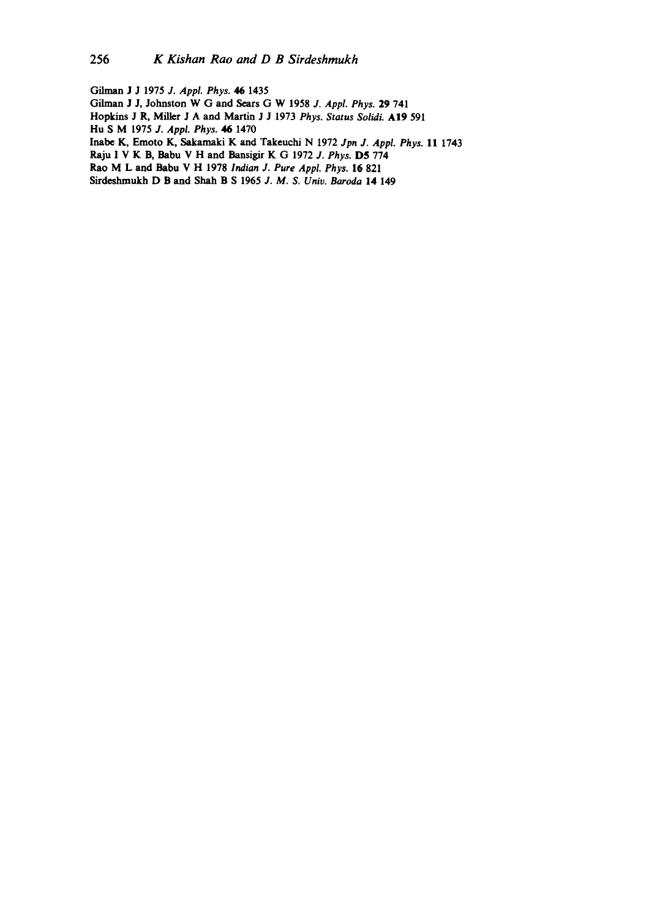Gilman J J 1975 *J. Appl. Phys.* **46** 1435

Gilman J J, Johnston W G and Sears G W 1958 *J. Appl. Phys.* **29** 741

Hopkins J R, Miller J A and Martin J J 1973 *Phys. Status Solidi.* **A19** 591

Hu S M 1975 *J. Appl. Phys.* **46** 1470

Inabe K, Emoto K, Sakamaki K and Takeuchi N 1972 *Jpn J. Appl. Phys.* **11** 1743

Raju I V K B, Babu V H and Bansigir K G 1972 *J. Phys.* **D5** 774

Rao M L and Babu V H 1978 *Indian J. Pure Appl. Phys.* **16** 821

Sirdeshmukh D B and Shah B S 1965 *J. M. S. Univ. Baroda* **14** 149